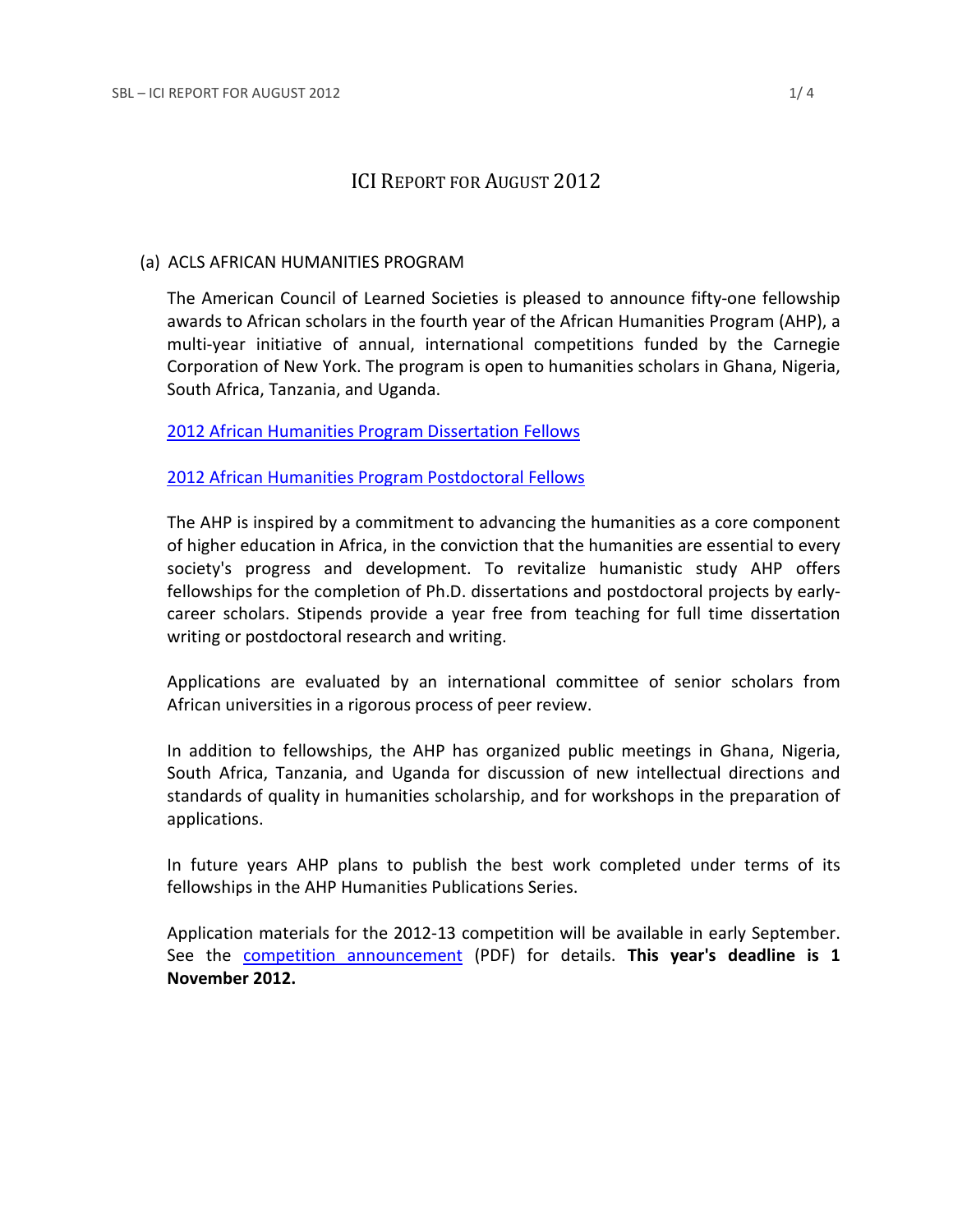# ICI Report for August 2012

## (a) ACLS AFRICAN HUMANITIES PROGRAM

The American Council of Learned Societies is pleased to announce fifty-one fellowship awards to African scholars in the fourth year of the African Humanities Program (AHP), a multi-year initiative of annual, international competitions funded by the Carnegie Corporation of New York. The program is open to humanities scholars in Ghana, Nigeria, South Africa, Tanzania, and Uganda.

2012 African Humanities Program Dissertation Fellows

2012 African Humanities Program Postdoctoral Fellows

The AHP is inspired by a commitment to advancing the humanities as a core component of higher education in Africa, in the conviction that the humanities are essential to every society's progress and development. To revitalize humanistic study AHP offers fellowships for the completion of Ph.D. dissertations and postdoctoral projects by early-career scholars. Stipends provide a year free from teaching for full time dissertation writing or postdoctoral research and writing.

Applications are evaluated by an international committee of senior scholars from African universities in a rigorous process of peer review.

In addition to fellowships, the AHP has organized public meetings in Ghana, Nigeria, South Africa, Tanzania, and Uganda for discussion of new intellectual directions and standards of quality in humanities scholarship, and for workshops in the preparation of applications.

In future years AHP plans to publish the best work completed under terms of its fellowships in the AHP Humanities Publications Series.

Application materials for the 2012-13 competition will be available in early September. See the competition announcement (PDF) for details. **This year's deadline is 1 November 2012.**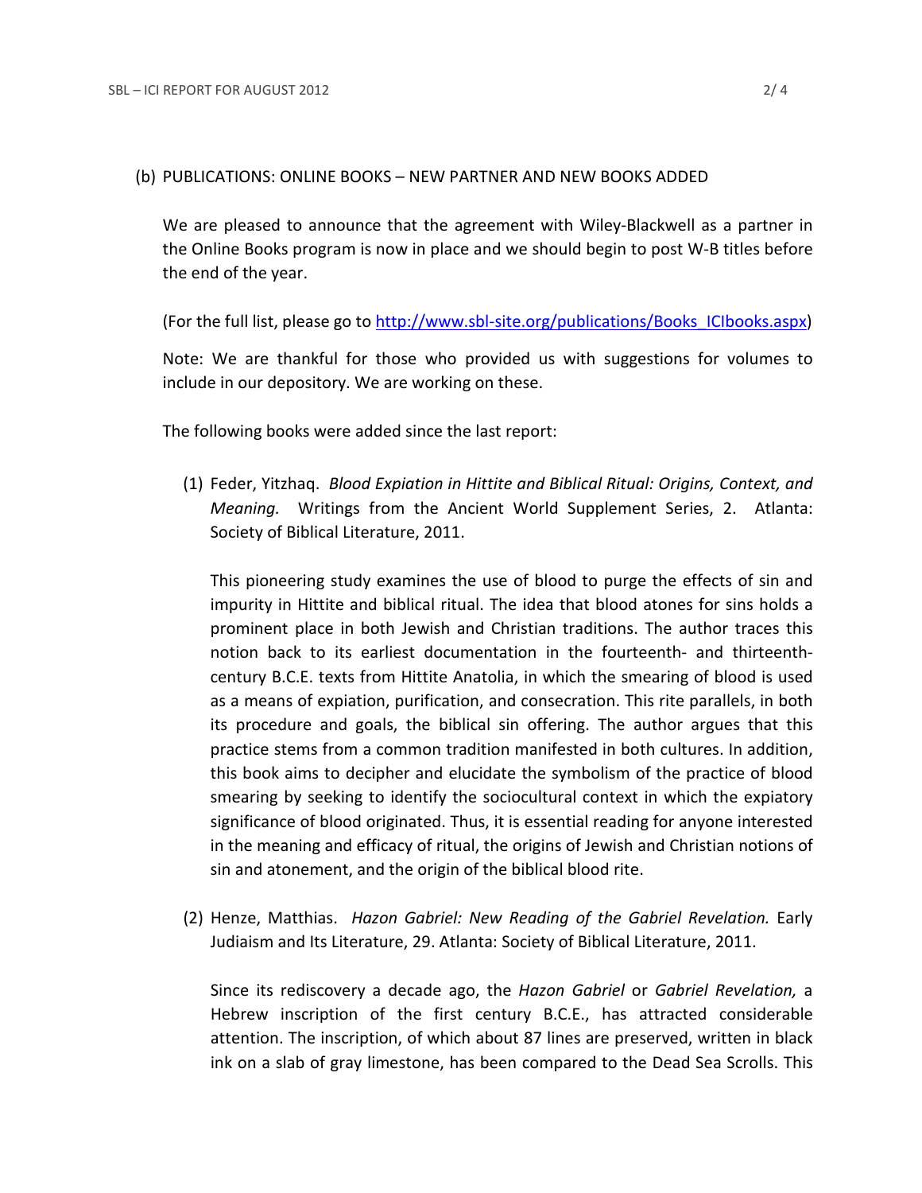(b) PUBLICATIONS: ONLINE BOOKS – NEW PARTNER AND NEW BOOKS ADDED

We are pleased to announce that the agreement with Wiley-Blackwell as a partner in the Online Books program is now in place and we should begin to post W-B titles before the end of the year.

(For the full list, please go to [http://www.sbl-site.org/publications/Books_ICIbooks.aspx](http://www.sbl-site.org/publications/Books_ICIbooks.aspx))

Note: We are thankful for those who provided us with suggestions for volumes to include in our depository. We are working on these.

The following books were added since the last report:

(1) Feder, Yitzhaq. *Blood Expiation in Hittite and Biblical Ritual: Origins, Context, and Meaning.* Writings from the Ancient World Supplement Series, 2. Atlanta: Society of Biblical Literature, 2011.

This pioneering study examines the use of blood to purge the effects of sin and impurity in Hittite and biblical ritual. The idea that blood atones for sins holds a prominent place in both Jewish and Christian traditions. The author traces this notion back to its earliest documentation in the fourteenth- and thirteenth-century B.C.E. texts from Hittite Anatolia, in which the smearing of blood is used as a means of expiation, purification, and consecration. This rite parallels, in both its procedure and goals, the biblical sin offering. The author argues that this practice stems from a common tradition manifested in both cultures. In addition, this book aims to decipher and elucidate the symbolism of the practice of blood smearing by seeking to identify the sociocultural context in which the expiatory significance of blood originated. Thus, it is essential reading for anyone interested in the meaning and efficacy of ritual, the origins of Jewish and Christian notions of sin and atonement, and the origin of the biblical blood rite.

(2) Henze, Matthias. *Hazon Gabriel: New Reading of the Gabriel Revelation.* Early Judiaism and Its Literature, 29. Atlanta: Society of Biblical Literature, 2011.

Since its rediscovery a decade ago, the *Hazon Gabriel* or *Gabriel Revelation,* a Hebrew inscription of the first century B.C.E., has attracted considerable attention. The inscription, of which about 87 lines are preserved, written in black ink on a slab of gray limestone, has been compared to the Dead Sea Scrolls. This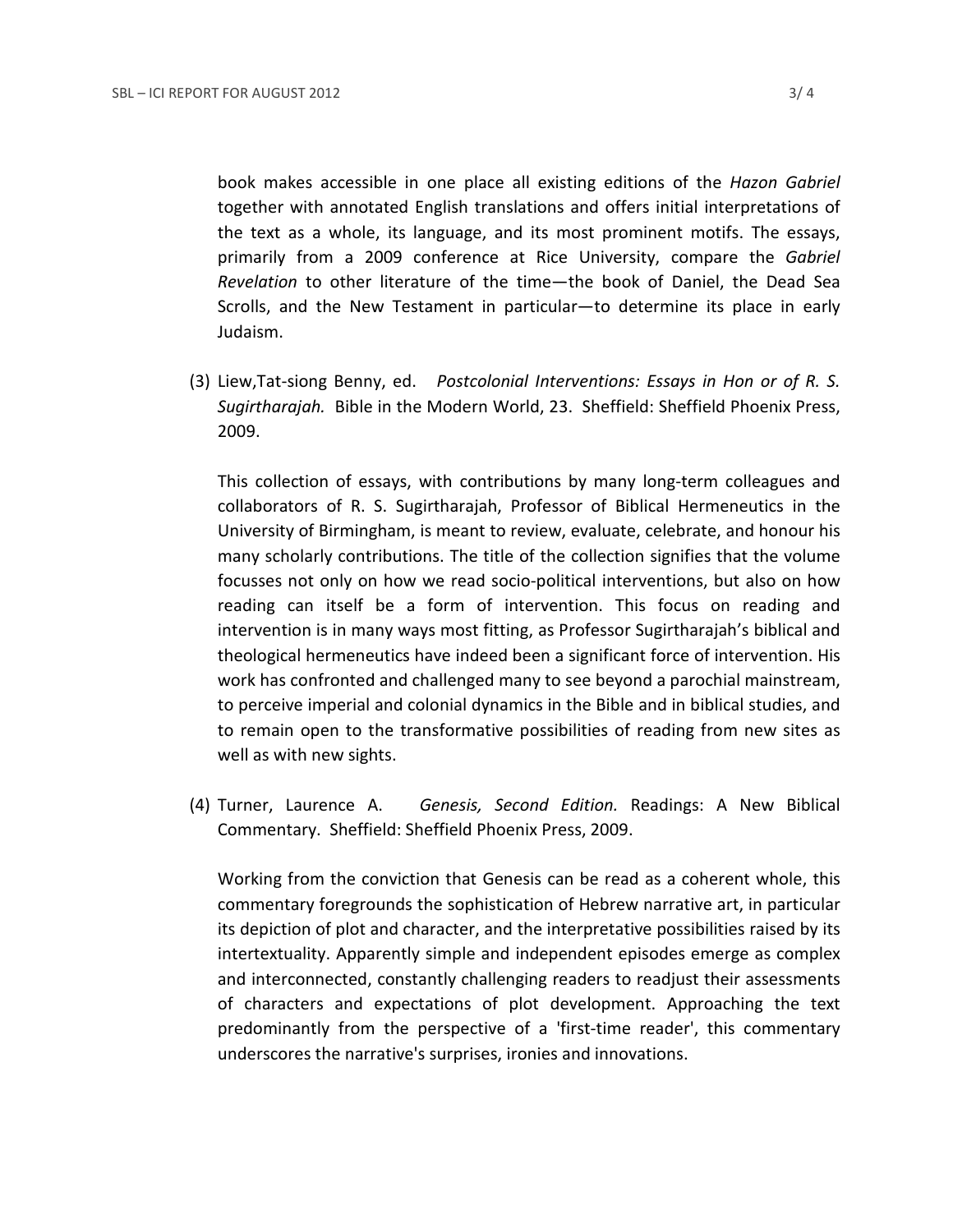book makes accessible in one place all existing editions of the *Hazon Gabriel* together with annotated English translations and offers initial interpretations of the text as a whole, its language, and its most prominent motifs. The essays, primarily from a 2009 conference at Rice University, compare the *Gabriel Revelation* to other literature of the time—the book of Daniel, the Dead Sea Scrolls, and the New Testament in particular—to determine its place in early Judaism.

(3) Liew,Tat-siong Benny, ed. *Postcolonial Interventions: Essays in Hon or of R. S. Sugirtharajah.* Bible in the Modern World, 23. Sheffield: Sheffield Phoenix Press, 2009.

This collection of essays, with contributions by many long-term colleagues and collaborators of R. S. Sugirtharajah, Professor of Biblical Hermeneutics in the University of Birmingham, is meant to review, evaluate, celebrate, and honour his many scholarly contributions. The title of the collection signifies that the volume focusses not only on how we read socio-political interventions, but also on how reading can itself be a form of intervention. This focus on reading and intervention is in many ways most fitting, as Professor Sugirtharajah's biblical and theological hermeneutics have indeed been a significant force of intervention. His work has confronted and challenged many to see beyond a parochial mainstream, to perceive imperial and colonial dynamics in the Bible and in biblical studies, and to remain open to the transformative possibilities of reading from new sites as well as with new sights.

(4) Turner, Laurence A. *Genesis, Second Edition.* Readings: A New Biblical Commentary. Sheffield: Sheffield Phoenix Press, 2009.

Working from the conviction that Genesis can be read as a coherent whole, this commentary foregrounds the sophistication of Hebrew narrative art, in particular its depiction of plot and character, and the interpretative possibilities raised by its intertextuality. Apparently simple and independent episodes emerge as complex and interconnected, constantly challenging readers to readjust their assessments of characters and expectations of plot development. Approaching the text predominantly from the perspective of a 'first-time reader', this commentary underscores the narrative's surprises, ironies and innovations.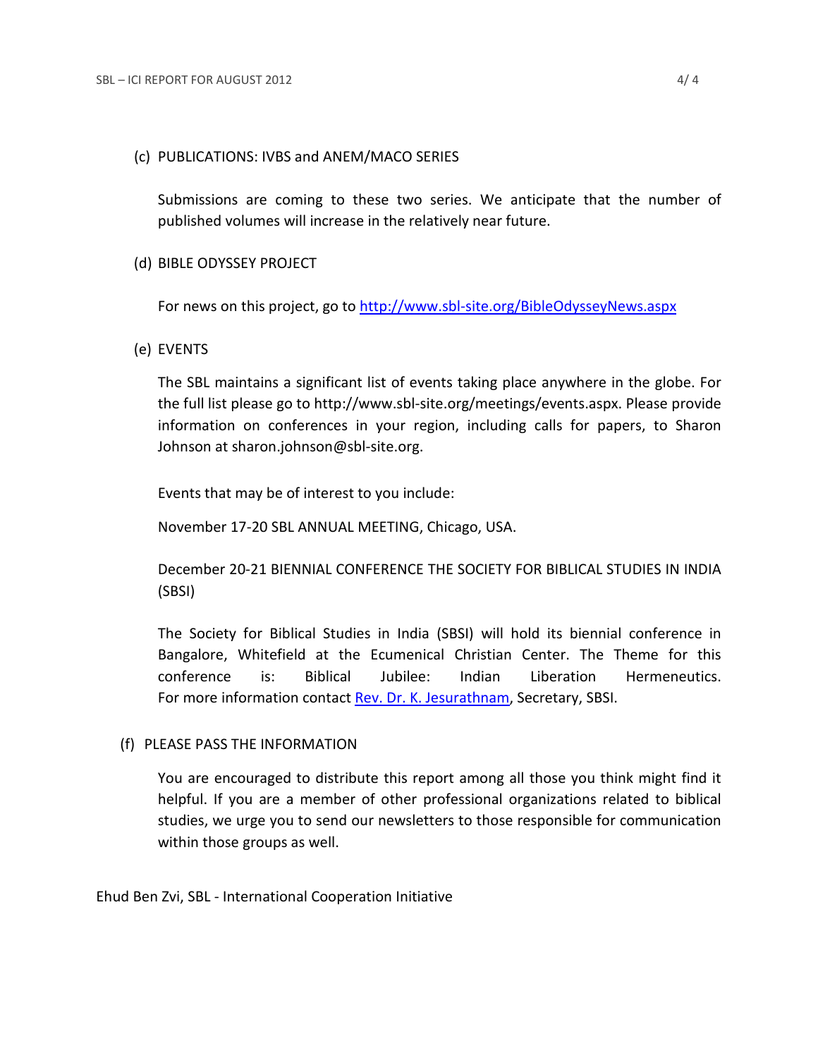(c) PUBLICATIONS: IVBS and ANEM/MACO SERIES

Submissions are coming to these two series. We anticipate that the number of published volumes will increase in the relatively near future.

(d) BIBLE ODYSSEY PROJECT

For news on this project, go to [http://www.sbl-site.org/BibleOdysseyNews.aspx](http://www.sbl-site.org/BibleOdysseyNews.aspx)

(e) EVENTS

The SBL maintains a significant list of events taking place anywhere in the globe. For the full list please go to http://www.sbl-site.org/meetings/events.aspx. Please provide information on conferences in your region, including calls for papers, to Sharon Johnson at sharon.johnson@sbl-site.org.

Events that may be of interest to you include:

November 17-20 SBL ANNUAL MEETING, Chicago, USA.

December 20-21 BIENNIAL CONFERENCE THE SOCIETY FOR BIBLICAL STUDIES IN INDIA (SBSI)

The Society for Biblical Studies in India (SBSI) will hold its biennial conference in Bangalore, Whitefield at the Ecumenical Christian Center. The Theme for this conference is: Biblical Jubilee: Indian Liberation Hermeneutics. For more information contact Rev. Dr. K. Jesurathnam, Secretary, SBSI.

(f) PLEASE PASS THE INFORMATION

You are encouraged to distribute this report among all those you think might find it helpful. If you are a member of other professional organizations related to biblical studies, we urge you to send our newsletters to those responsible for communication within those groups as well.

Ehud Ben Zvi, SBL - International Cooperation Initiative